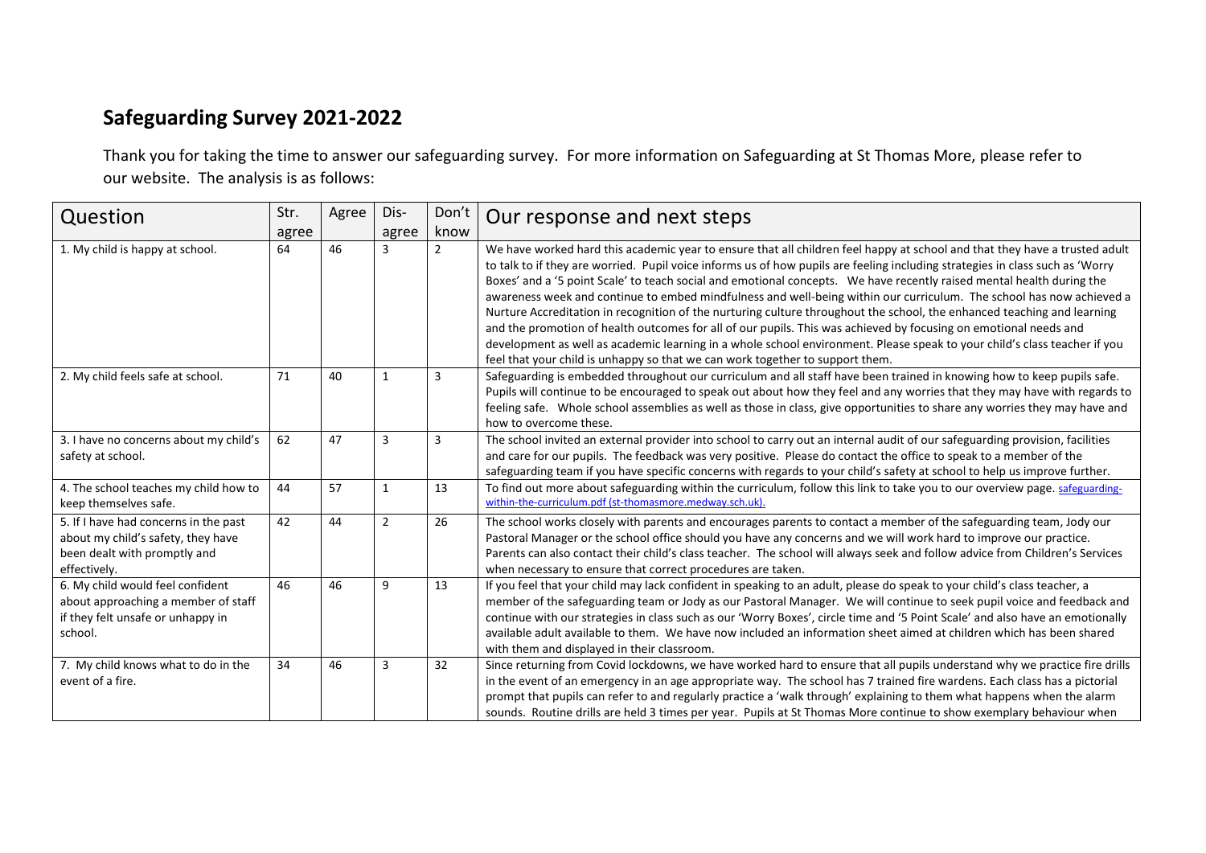## Safeguarding Survey 2021-2022

Thank you for taking the time to answer our safeguarding survey. For more information on Safeguarding at St Thomas More, please refer to our website. The analysis is as follows:

| Question | Str. agree | Agree | Dis-agree | Don't know | Our response and next steps |
|---|---|---|---|---|---|
| 1. My child is happy at school. | 64 | 46 | 3 | 2 | We have worked hard this academic year to ensure that all children feel happy at school and that they have a trusted adult to talk to if they are worried. Pupil voice informs us of how pupils are feeling including strategies in class such as 'Worry Boxes' and a '5 point Scale' to teach social and emotional concepts. We have recently raised mental health during the awareness week and continue to embed mindfulness and well-being within our curriculum. The school has now achieved a Nurture Accreditation in recognition of the nurturing culture throughout the school, the enhanced teaching and learning and the promotion of health outcomes for all of our pupils. This was achieved by focusing on emotional needs and development as well as academic learning in a whole school environment. Please speak to your child's class teacher if you feel that your child is unhappy so that we can work together to support them. |
| 2. My child feels safe at school. | 71 | 40 | 1 | 3 | Safeguarding is embedded throughout our curriculum and all staff have been trained in knowing how to keep pupils safe. Pupils will continue to be encouraged to speak out about how they feel and any worries that they may have with regards to feeling safe. Whole school assemblies as well as those in class, give opportunities to share any worries they may have and how to overcome these. |
| 3. I have no concerns about my child's safety at school. | 62 | 47 | 3 | 3 | The school invited an external provider into school to carry out an internal audit of our safeguarding provision, facilities and care for our pupils. The feedback was very positive. Please do contact the office to speak to a member of the safeguarding team if you have specific concerns with regards to your child's safety at school to help us improve further. |
| 4. The school teaches my child how to keep themselves safe. | 44 | 57 | 1 | 13 | To find out more about safeguarding within the curriculum, follow this link to take you to our overview page. safeguarding-within-the-curriculum.pdf (st-thomasmore.medway.sch.uk). |
| 5. If I have had concerns in the past about my child's safety, they have been dealt with promptly and effectively. | 42 | 44 | 2 | 26 | The school works closely with parents and encourages parents to contact a member of the safeguarding team, Jody our Pastoral Manager or the school office should you have any concerns and we will work hard to improve our practice. Parents can also contact their child's class teacher. The school will always seek and follow advice from Children's Services when necessary to ensure that correct procedures are taken. |
| 6. My child would feel confident about approaching a member of staff if they felt unsafe or unhappy in school. | 46 | 46 | 9 | 13 | If you feel that your child may lack confident in speaking to an adult, please do speak to your child's class teacher, a member of the safeguarding team or Jody as our Pastoral Manager. We will continue to seek pupil voice and feedback and continue with our strategies in class such as our 'Worry Boxes', circle time and '5 Point Scale' and also have an emotionally available adult available to them. We have now included an information sheet aimed at children which has been shared with them and displayed in their classroom. |
| 7. My child knows what to do in the event of a fire. | 34 | 46 | 3 | 32 | Since returning from Covid lockdowns, we have worked hard to ensure that all pupils understand why we practice fire drills in the event of an emergency in an age appropriate way. The school has 7 trained fire wardens. Each class has a pictorial prompt that pupils can refer to and regularly practice a 'walk through' explaining to them what happens when the alarm sounds. Routine drills are held 3 times per year. Pupils at St Thomas More continue to show exemplary behaviour when |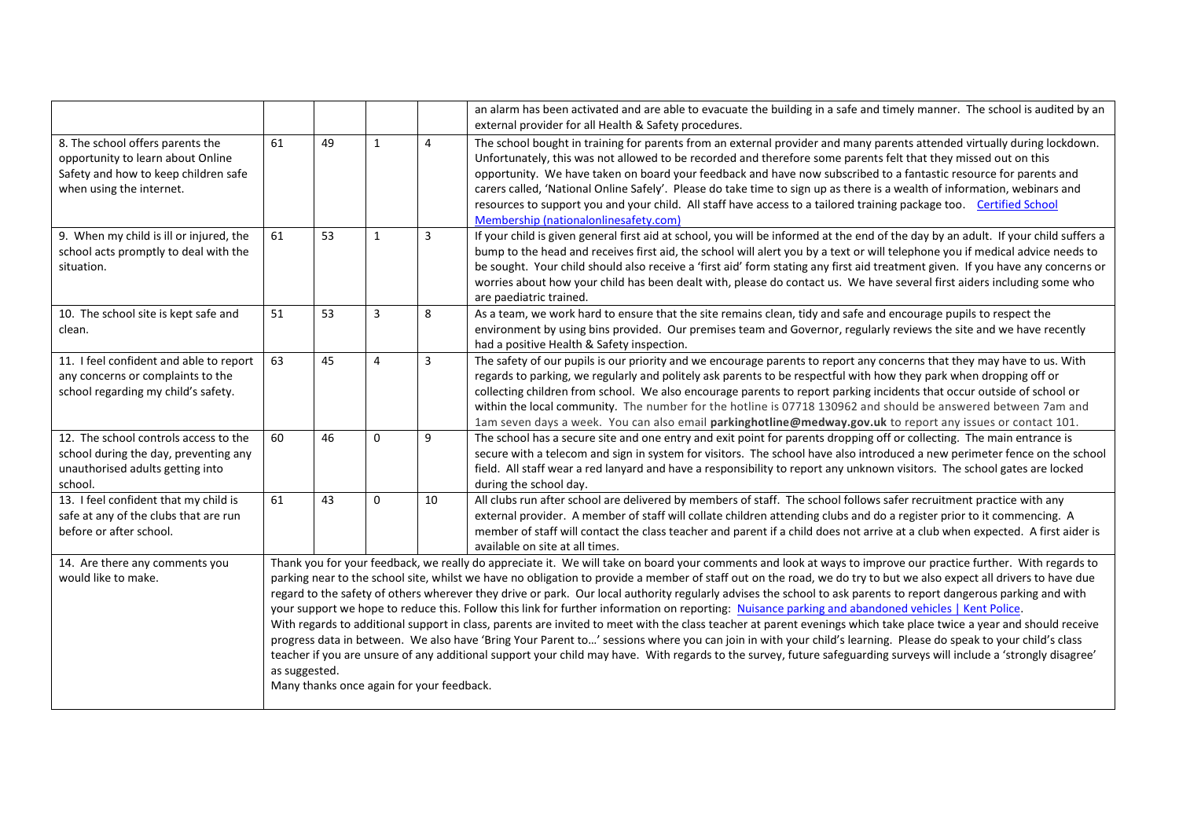| | | | | | |
|---|---|---|---|---|---|
| | | | | | an alarm has been activated and are able to evacuate the building in a safe and timely manner. The school is audited by an external provider for all Health & Safety procedures. |
| 8. The school offers parents the opportunity to learn about Online Safety and how to keep children safe when using the internet. | 61 | 49 | 1 | 4 | The school bought in training for parents from an external provider and many parents attended virtually during lockdown. Unfortunately, this was not allowed to be recorded and therefore some parents felt that they missed out on this opportunity. We have taken on board your feedback and have now subscribed to a fantastic resource for parents and carers called, 'National Online Safely'. Please do take time to sign up as there is a wealth of information, webinars and resources to support you and your child. All staff have access to a tailored training package too. [Certified School Membership (nationalonlinesafety.com)] |
| 9. When my child is ill or injured, the school acts promptly to deal with the situation. | 61 | 53 | 1 | 3 | If your child is given general first aid at school, you will be informed at the end of the day by an adult. If your child suffers a bump to the head and receives first aid, the school will alert you by a text or will telephone you if medical advice needs to be sought. Your child should also receive a 'first aid' form stating any first aid treatment given. If you have any concerns or worries about how your child has been dealt with, please do contact us. We have several first aiders including some who are paediatric trained. |
| 10. The school site is kept safe and clean. | 51 | 53 | 3 | 8 | As a team, we work hard to ensure that the site remains clean, tidy and safe and encourage pupils to respect the environment by using bins provided. Our premises team and Governor, regularly reviews the site and we have recently had a positive Health & Safety inspection. |
| 11. I feel confident and able to report any concerns or complaints to the school regarding my child's safety. | 63 | 45 | 4 | 3 | The safety of our pupils is our priority and we encourage parents to report any concerns that they may have to us. With regards to parking, we regularly and politely ask parents to be respectful with how they park when dropping off or collecting children from school. We also encourage parents to report parking incidents that occur outside of school or within the local community. The number for the hotline is 07718 130962 and should be answered between 7am and 1am seven days a week. You can also email **parkinghotline@medway.gov.uk** to report any issues or contact 101. |
| 12. The school controls access to the school during the day, preventing any unauthorised adults getting into school. | 60 | 46 | 0 | 9 | The school has a secure site and one entry and exit point for parents dropping off or collecting. The main entrance is secure with a telecom and sign in system for visitors. The school have also introduced a new perimeter fence on the school field. All staff wear a red lanyard and have a responsibility to report any unknown visitors. The school gates are locked during the school day. |
| 13. I feel confident that my child is safe at any of the clubs that are run before or after school. | 61 | 43 | 0 | 10 | All clubs run after school are delivered by members of staff. The school follows safer recruitment practice with any external provider. A member of staff will collate children attending clubs and do a register prior to it commencing. A member of staff will contact the class teacher and parent if a child does not arrive at a club when expected. A first aider is available on site at all times. |
| 14. Are there any comments you would like to make. | Thank you for your feedback, we really do appreciate it. We will take on board your comments and look at ways to improve our practice further. With regards to parking near to the school site, whilst we have no obligation to provide a member of staff out on the road, we do try to but we also expect all drivers to have due regard to the safety of others wherever they drive or park. Our local authority regularly advises the school to ask parents to report dangerous parking and with your support we hope to reduce this. Follow this link for further information on reporting: [Nuisance parking and abandoned vehicles \| Kent Police]. With regards to additional support in class, parents are invited to meet with the class teacher at parent evenings which take place twice a year and should receive progress data in between. We also have 'Bring Your Parent to…' sessions where you can join in with your child's learning. Please do speak to your child's class teacher if you are unsure of any additional support your child may have. With regards to the survey, future safeguarding surveys will include a 'strongly disagree' as suggested. Many thanks once again for your feedback. | | | | |